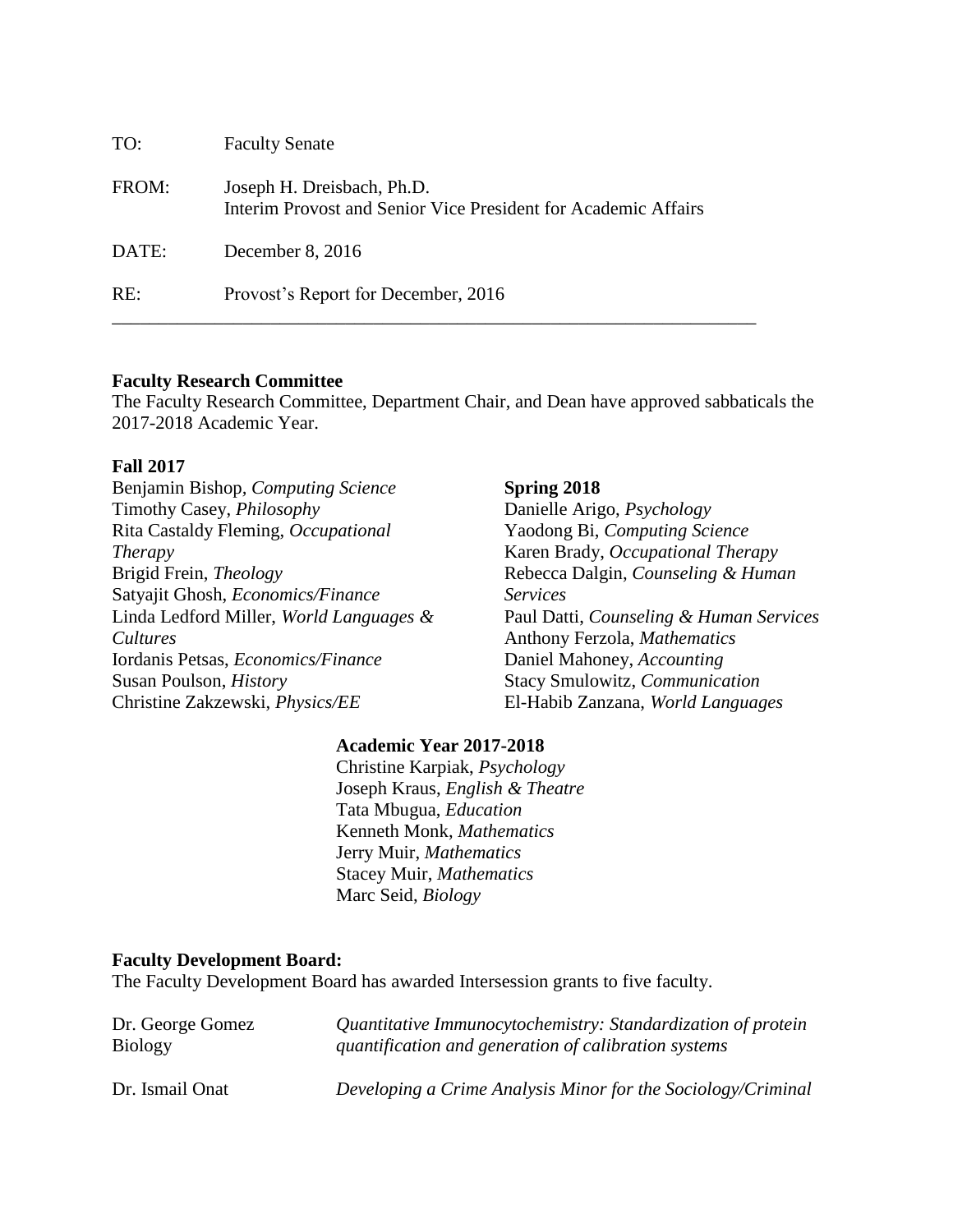TO: Faculty Senate

FROM: Joseph H. Dreisbach, Ph.D.
Interim Provost and Senior Vice President for Academic Affairs

DATE: December 8, 2016

RE: Provost's Report for December, 2016

---

**Faculty Research Committee**

The Faculty Research Committee, Department Chair, and Dean have approved sabbaticals the 2017-2018 Academic Year.

**Fall 2017**

Benjamin Bishop, *Computing Science*
Timothy Casey, *Philosophy*
Rita Castaldy Fleming, *Occupational Therapy*
Brigid Frein, *Theology*
Satyajit Ghosh, *Economics/Finance*
Linda Ledford Miller, *World Languages & Cultures*
Iordanis Petsas, *Economics/Finance*
Susan Poulson, *History*
Christine Zakzewski, *Physics/EE*

**Spring 2018**

Danielle Arigo, *Psychology*
Yaodong Bi, *Computing Science*
Karen Brady, *Occupational Therapy*
Rebecca Dalgin, *Counseling & Human Services*
Paul Datti, *Counseling & Human Services*
Anthony Ferzola, *Mathematics*
Daniel Mahoney, *Accounting*
Stacy Smulowitz, *Communication*
El-Habib Zanzana, *World Languages*

**Academic Year 2017-2018**

Christine Karpiak, *Psychology*
Joseph Kraus, *English & Theatre*
Tata Mbugua, *Education*
Kenneth Monk, *Mathematics*
Jerry Muir, *Mathematics*
Stacey Muir, *Mathematics*
Marc Seid, *Biology*

**Faculty Development Board:**

The Faculty Development Board has awarded Intersession grants to five faculty.

Dr. George Gomez
Biology
*Quantitative Immunocytochemistry: Standardization of protein quantification and generation of calibration systems*

Dr. Ismail Onat
*Developing a Crime Analysis Minor for the Sociology/Criminal*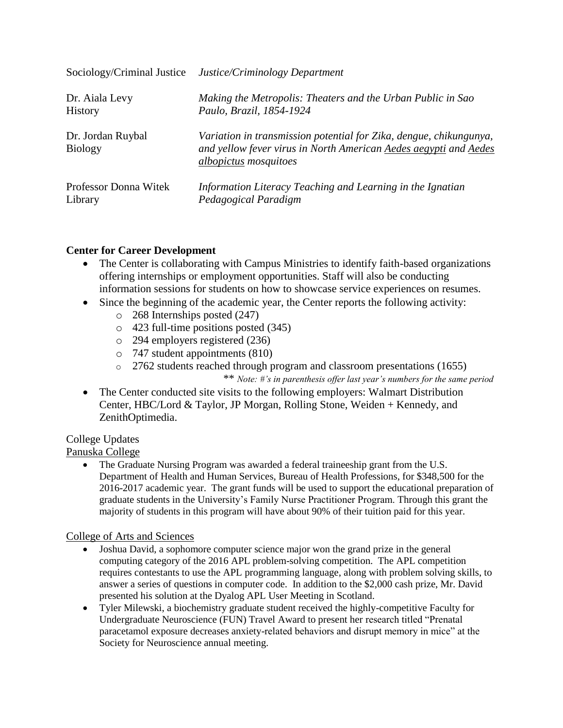| | |
|---|---|
| Sociology/Criminal Justice | *Justice/Criminology Department* |
| Dr. Aiala Levy<br>History | *Making the Metropolis: Theaters and the Urban Public in Sao Paulo, Brazil, 1854-1924* |
| Dr. Jordan Ruybal<br>Biology | *Variation in transmission potential for Zika, dengue, chikungunya, and yellow fever virus in North American <u>Aedes aegypti</u> and <u>Aedes albopictus</u> mosquitoes* |
| Professor Donna Witek<br>Library | *Information Literacy Teaching and Learning in the Ignatian Pedagogical Paradigm* |

**Center for Career Development**

- The Center is collaborating with Campus Ministries to identify faith-based organizations offering internships or employment opportunities. Staff will also be conducting information sessions for students on how to showcase service experiences on resumes.
- Since the beginning of the academic year, the Center reports the following activity:
  - 268 Internships posted (247)
  - 423 full-time positions posted (345)
  - 294 employers registered (236)
  - 747 student appointments (810)
  - 2762 students reached through program and classroom presentations (1655)

  ** *Note: #'s in parenthesis offer last year's numbers for the same period*
- The Center conducted site visits to the following employers: Walmart Distribution Center, HBC/Lord & Taylor, JP Morgan, Rolling Stone, Weiden + Kennedy, and ZenithOptimedia.

College Updates

<u>Panuska College</u>

- The Graduate Nursing Program was awarded a federal traineeship grant from the U.S. Department of Health and Human Services, Bureau of Health Professions, for $348,500 for the 2016-2017 academic year. The grant funds will be used to support the educational preparation of graduate students in the University's Family Nurse Practitioner Program. Through this grant the majority of students in this program will have about 90% of their tuition paid for this year.

<u>College of Arts and Sciences</u>

- Joshua David, a sophomore computer science major won the grand prize in the general computing category of the 2016 APL problem-solving competition. The APL competition requires contestants to use the APL programming language, along with problem solving skills, to answer a series of questions in computer code. In addition to the $2,000 cash prize, Mr. David presented his solution at the Dyalog APL User Meeting in Scotland.
- Tyler Milewski, a biochemistry graduate student received the highly-competitive Faculty for Undergraduate Neuroscience (FUN) Travel Award to present her research titled "Prenatal paracetamol exposure decreases anxiety-related behaviors and disrupt memory in mice" at the Society for Neuroscience annual meeting.